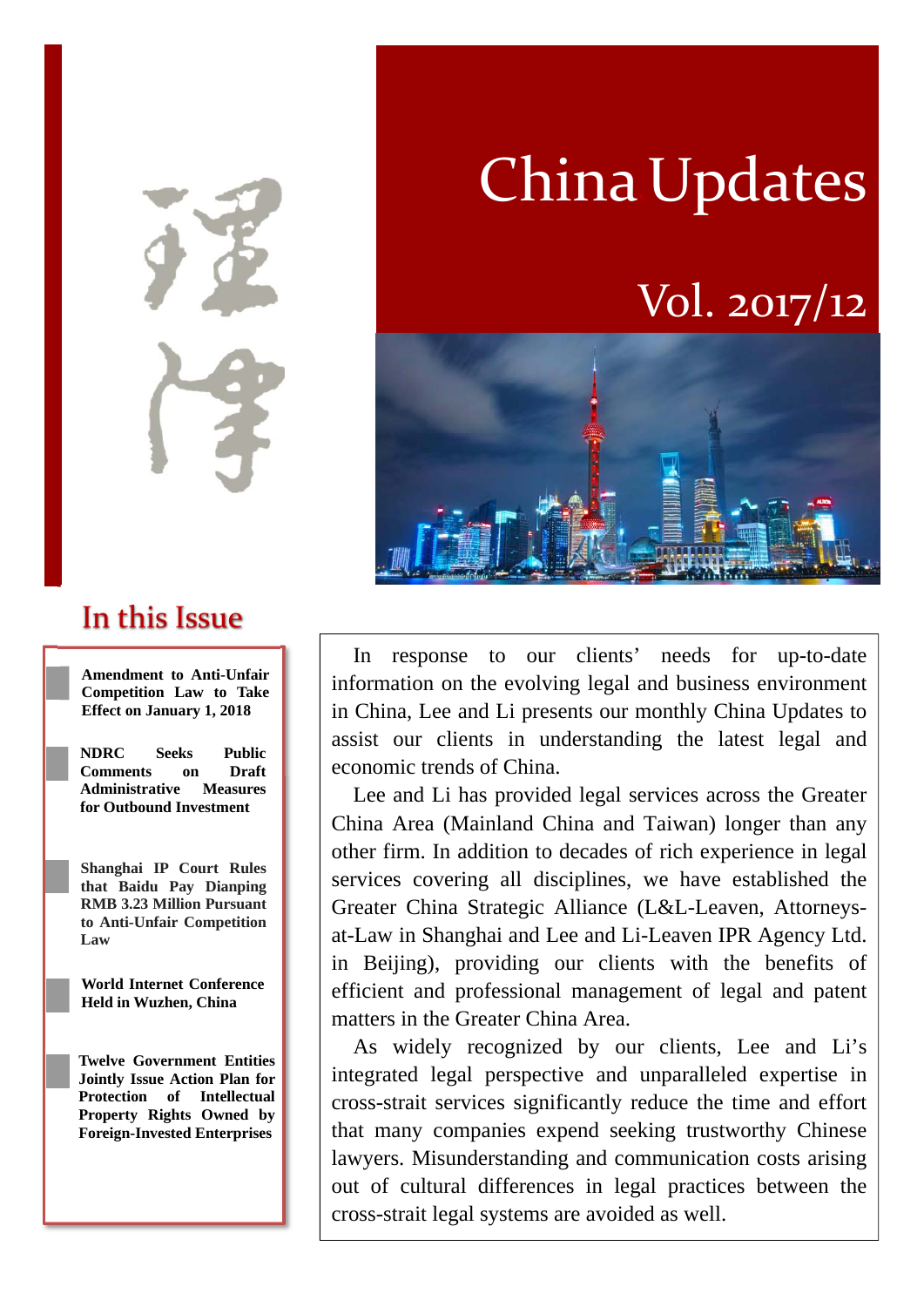# China Updates

## Vol. 2017/12

## In this Issue

- **Amendment to Anti-Unfair Competition Law to Take Effect on January 1, 2018**
- **NDRC Seeks Public Comments on Draft Administrative Measures for Outbound Investment**
- **Shanghai IP Court Rules that Baidu Pay Dianping RMB 3.23 Million Pursuant to Anti-Unfair Competition Law**
- **World Internet Conference Held in Wuzhen, China**
- **Twelve Government Entities Jointly Issue Action Plan for Protection of Intellectual Property Rights Owned by Foreign-Invested Enterprises**

In response to our clients' needs for up-to-date information on the evolving legal and business environment in China, Lee and Li presents our monthly China Updates to assist our clients in understanding the latest legal and economic trends of China.

Lee and Li has provided legal services across the Greater China Area (Mainland China and Taiwan) longer than any other firm. In addition to decades of rich experience in legal services covering all disciplines, we have established the Greater China Strategic Alliance (L&L-Leaven, Attorneys-at-Law in Shanghai and Lee and Li-Leaven IPR Agency Ltd. in Beijing), providing our clients with the benefits of efficient and professional management of legal and patent matters in the Greater China Area.

As widely recognized by our clients, Lee and Li's integrated legal perspective and unparalleled expertise in cross-strait services significantly reduce the time and effort that many companies expend seeking trustworthy Chinese lawyers. Misunderstanding and communication costs arising out of cultural differences in legal practices between the cross-strait legal systems are avoided as well.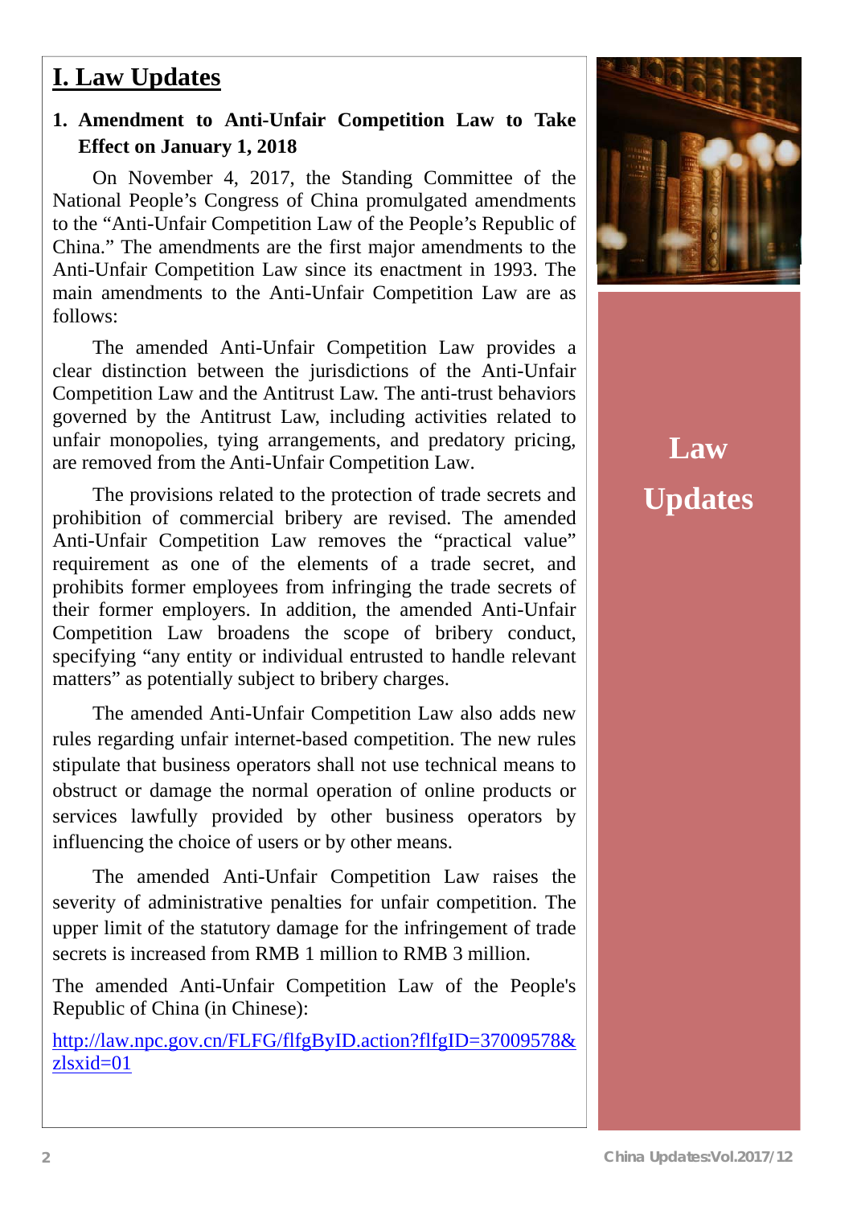# I. Law Updates

## 1. Amendment to Anti-Unfair Competition Law to Take Effect on January 1, 2018

On November 4, 2017, the Standing Committee of the National People's Congress of China promulgated amendments to the "Anti-Unfair Competition Law of the People's Republic of China." The amendments are the first major amendments to the Anti-Unfair Competition Law since its enactment in 1993. The main amendments to the Anti-Unfair Competition Law are as follows:

The amended Anti-Unfair Competition Law provides a clear distinction between the jurisdictions of the Anti-Unfair Competition Law and the Antitrust Law. The anti-trust behaviors governed by the Antitrust Law, including activities related to unfair monopolies, tying arrangements, and predatory pricing, are removed from the Anti-Unfair Competition Law.

The provisions related to the protection of trade secrets and prohibition of commercial bribery are revised. The amended Anti-Unfair Competition Law removes the "practical value" requirement as one of the elements of a trade secret, and prohibits former employees from infringing the trade secrets of their former employers. In addition, the amended Anti-Unfair Competition Law broadens the scope of bribery conduct, specifying "any entity or individual entrusted to handle relevant matters" as potentially subject to bribery charges.

The amended Anti-Unfair Competition Law also adds new rules regarding unfair internet-based competition. The new rules stipulate that business operators shall not use technical means to obstruct or damage the normal operation of online products or services lawfully provided by other business operators by influencing the choice of users or by other means.

The amended Anti-Unfair Competition Law raises the severity of administrative penalties for unfair competition. The upper limit of the statutory damage for the infringement of trade secrets is increased from RMB 1 million to RMB 3 million.

The amended Anti-Unfair Competition Law of the People's Republic of China (in Chinese):

http://law.npc.gov.cn/FLFG/flfgByID.action?flfgID=37009578&zlsxid=01

**Law Updates**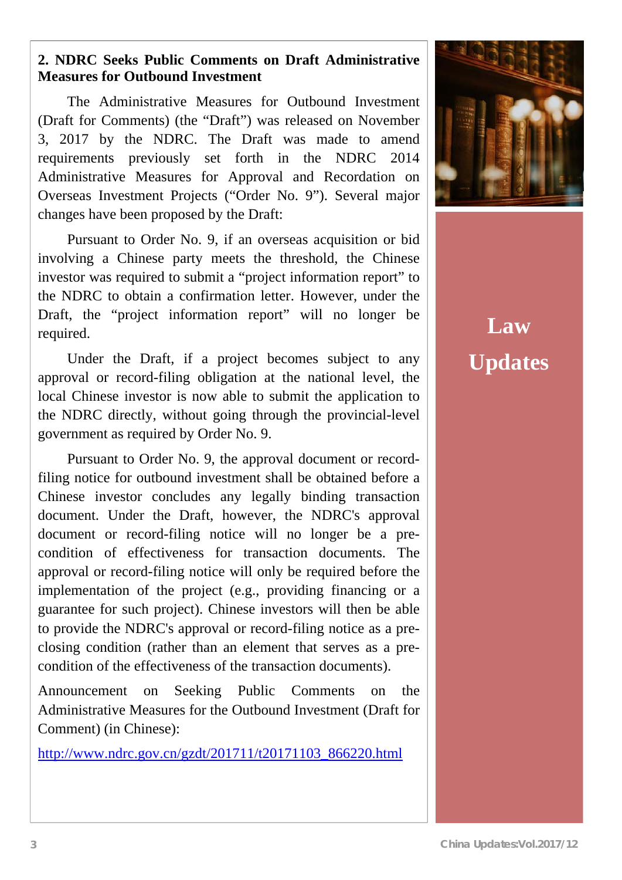## 2. NDRC Seeks Public Comments on Draft Administrative Measures for Outbound Investment

The Administrative Measures for Outbound Investment (Draft for Comments) (the "Draft") was released on November 3, 2017 by the NDRC. The Draft was made to amend requirements previously set forth in the NDRC 2014 Administrative Measures for Approval and Recordation on Overseas Investment Projects ("Order No. 9"). Several major changes have been proposed by the Draft:

Pursuant to Order No. 9, if an overseas acquisition or bid involving a Chinese party meets the threshold, the Chinese investor was required to submit a "project information report" to the NDRC to obtain a confirmation letter. However, under the Draft, the "project information report" will no longer be required.

Under the Draft, if a project becomes subject to any approval or record-filing obligation at the national level, the local Chinese investor is now able to submit the application to the NDRC directly, without going through the provincial-level government as required by Order No. 9.

Pursuant to Order No. 9, the approval document or record-filing notice for outbound investment shall be obtained before a Chinese investor concludes any legally binding transaction document. Under the Draft, however, the NDRC's approval document or record-filing notice will no longer be a pre-condition of effectiveness for transaction documents. The approval or record-filing notice will only be required before the implementation of the project (e.g., providing financing or a guarantee for such project). Chinese investors will then be able to provide the NDRC's approval or record-filing notice as a pre-closing condition (rather than an element that serves as a pre-condition of the effectiveness of the transaction documents).

Announcement on Seeking Public Comments on the Administrative Measures for the Outbound Investment (Draft for Comment) (in Chinese):

http://www.ndrc.gov.cn/gzdt/201711/t20171103_866220.html

**Law Updates**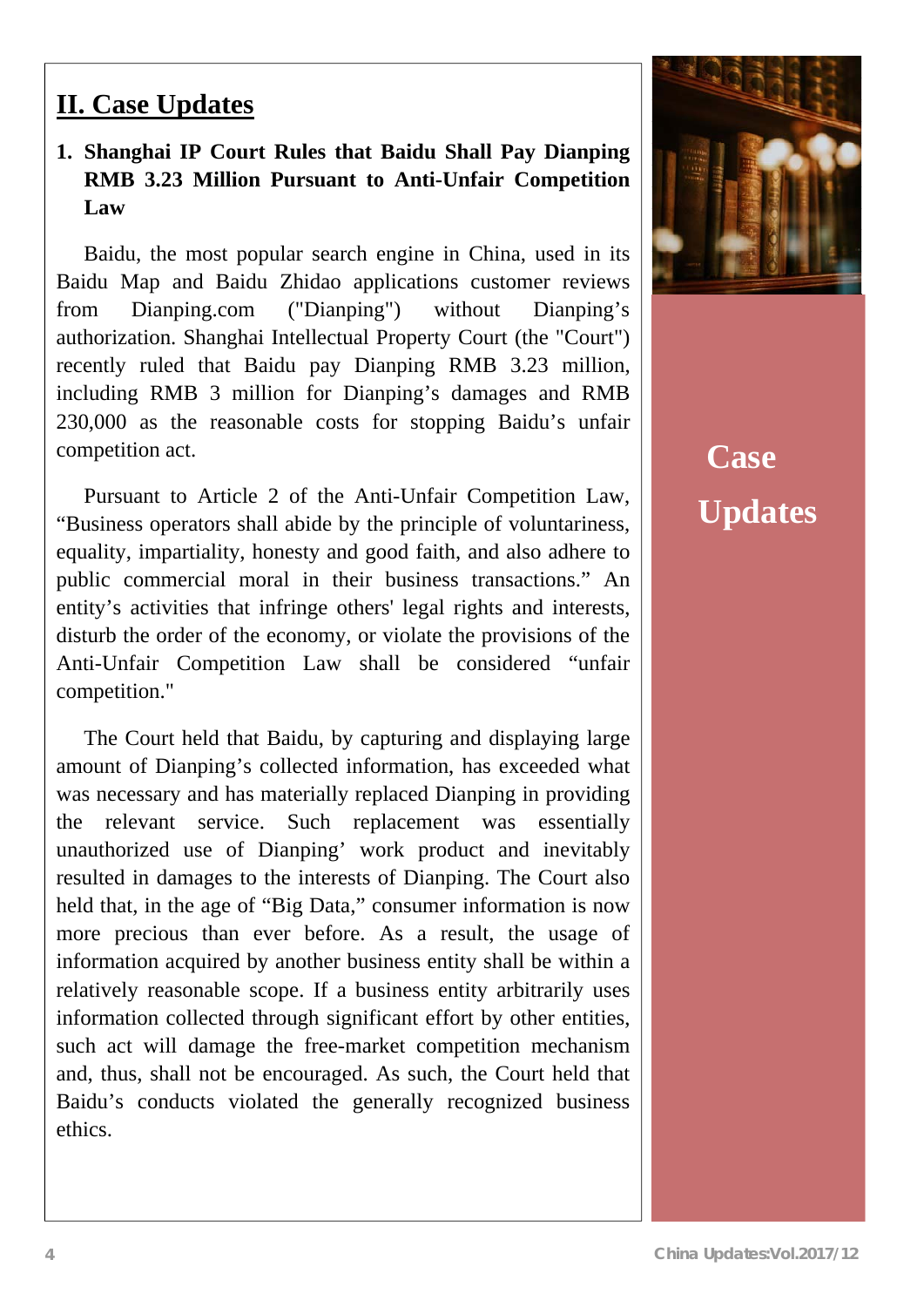## II. Case Updates

### 1. Shanghai IP Court Rules that Baidu Shall Pay Dianping RMB 3.23 Million Pursuant to Anti-Unfair Competition Law

Baidu, the most popular search engine in China, used in its Baidu Map and Baidu Zhidao applications customer reviews from Dianping.com ("Dianping") without Dianping's authorization. Shanghai Intellectual Property Court (the "Court") recently ruled that Baidu pay Dianping RMB 3.23 million, including RMB 3 million for Dianping's damages and RMB 230,000 as the reasonable costs for stopping Baidu's unfair competition act.

Pursuant to Article 2 of the Anti-Unfair Competition Law, "Business operators shall abide by the principle of voluntariness, equality, impartiality, honesty and good faith, and also adhere to public commercial moral in their business transactions." An entity's activities that infringe others' legal rights and interests, disturb the order of the economy, or violate the provisions of the Anti-Unfair Competition Law shall be considered "unfair competition."

The Court held that Baidu, by capturing and displaying large amount of Dianping's collected information, has exceeded what was necessary and has materially replaced Dianping in providing the relevant service. Such replacement was essentially unauthorized use of Dianping' work product and inevitably resulted in damages to the interests of Dianping. The Court also held that, in the age of "Big Data," consumer information is now more precious than ever before. As a result, the usage of information acquired by another business entity shall be within a relatively reasonable scope. If a business entity arbitrarily uses information collected through significant effort by other entities, such act will damage the free-market competition mechanism and, thus, shall not be encouraged. As such, the Court held that Baidu's conducts violated the generally recognized business ethics.

**Case Updates**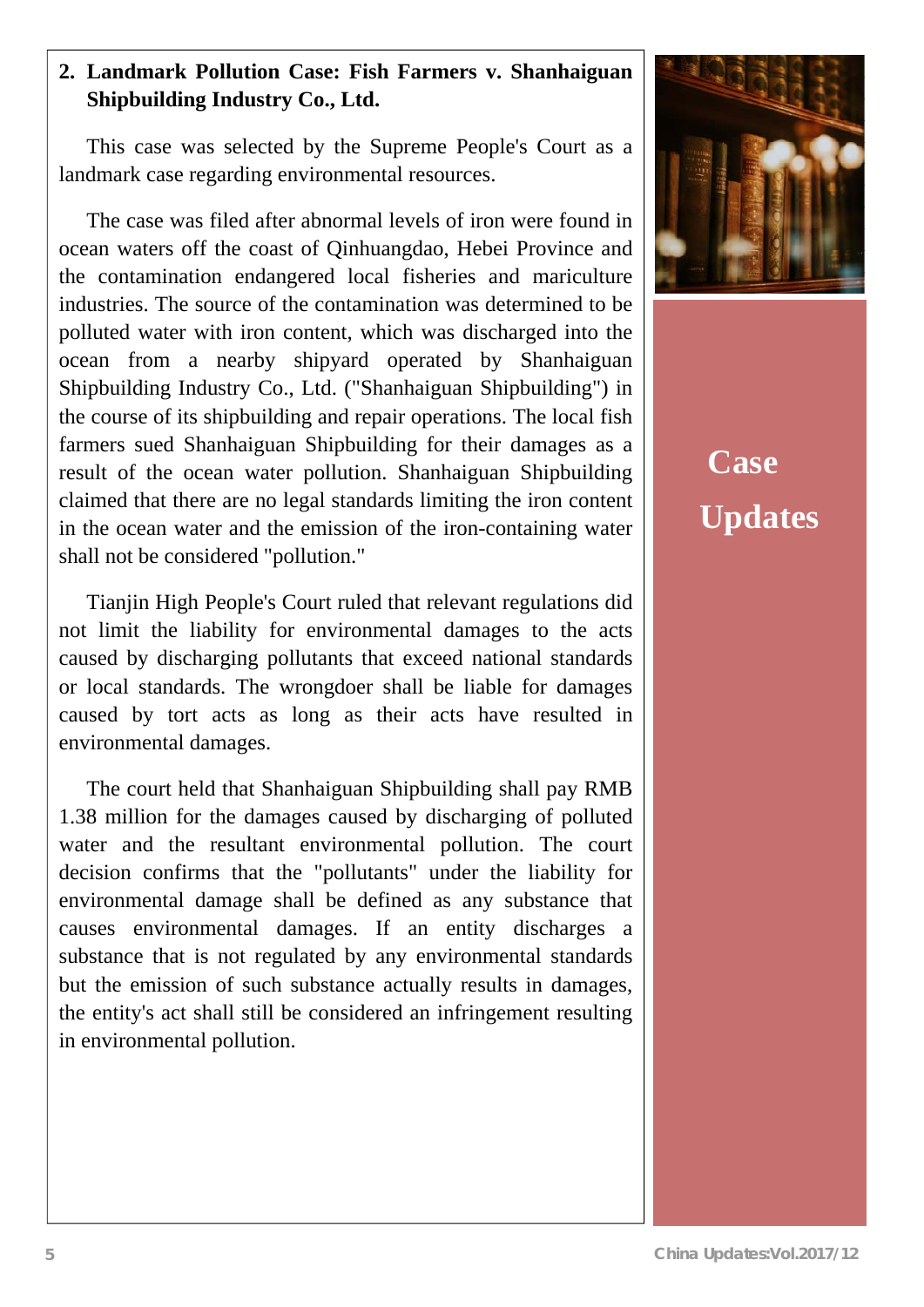## 2. Landmark Pollution Case: Fish Farmers v. Shanhaiguan Shipbuilding Industry Co., Ltd.

This case was selected by the Supreme People's Court as a landmark case regarding environmental resources.

The case was filed after abnormal levels of iron were found in ocean waters off the coast of Qinhuangdao, Hebei Province and the contamination endangered local fisheries and mariculture industries. The source of the contamination was determined to be polluted water with iron content, which was discharged into the ocean from a nearby shipyard operated by Shanhaiguan Shipbuilding Industry Co., Ltd. ("Shanhaiguan Shipbuilding") in the course of its shipbuilding and repair operations. The local fish farmers sued Shanhaiguan Shipbuilding for their damages as a result of the ocean water pollution. Shanhaiguan Shipbuilding claimed that there are no legal standards limiting the iron content in the ocean water and the emission of the iron-containing water shall not be considered "pollution."

Tianjin High People's Court ruled that relevant regulations did not limit the liability for environmental damages to the acts caused by discharging pollutants that exceed national standards or local standards. The wrongdoer shall be liable for damages caused by tort acts as long as their acts have resulted in environmental damages.

The court held that Shanhaiguan Shipbuilding shall pay RMB 1.38 million for the damages caused by discharging of polluted water and the resultant environmental pollution. The court decision confirms that the "pollutants" under the liability for environmental damage shall be defined as any substance that causes environmental damages. If an entity discharges a substance that is not regulated by any environmental standards but the emission of such substance actually results in damages, the entity's act shall still be considered an infringement resulting in environmental pollution.

**Case Updates**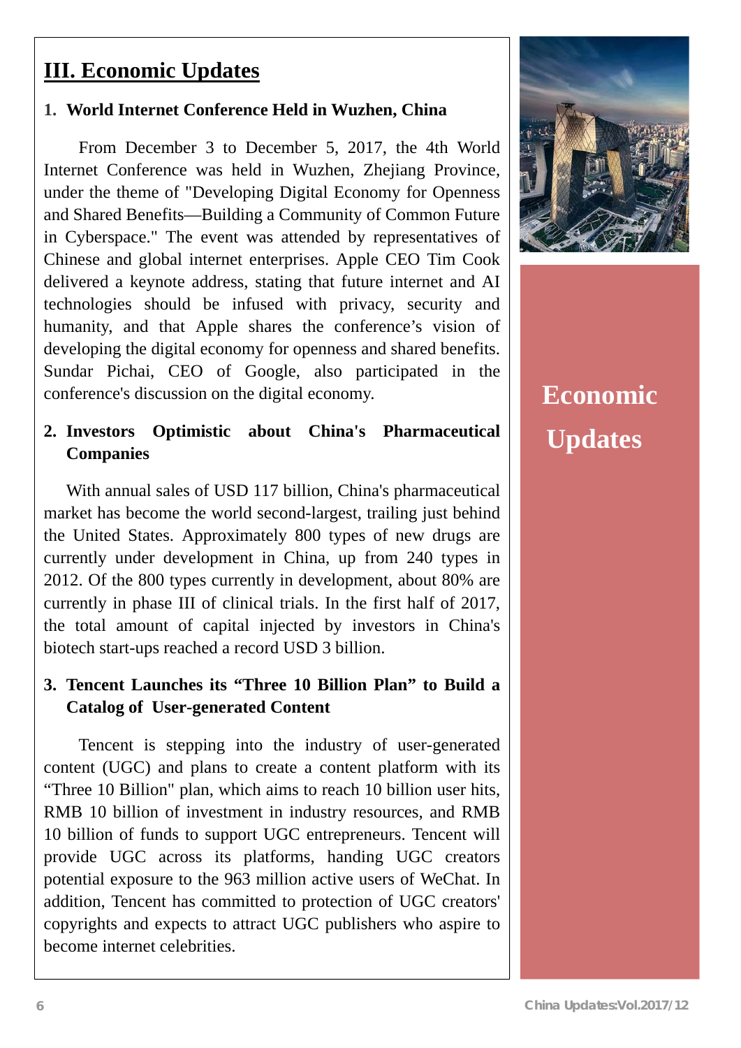## III. Economic Updates

### 1. World Internet Conference Held in Wuzhen, China

From December 3 to December 5, 2017, the 4th World Internet Conference was held in Wuzhen, Zhejiang Province, under the theme of "Developing Digital Economy for Openness and Shared Benefits—Building a Community of Common Future in Cyberspace." The event was attended by representatives of Chinese and global internet enterprises. Apple CEO Tim Cook delivered a keynote address, stating that future internet and AI technologies should be infused with privacy, security and humanity, and that Apple shares the conference's vision of developing the digital economy for openness and shared benefits. Sundar Pichai, CEO of Google, also participated in the conference's discussion on the digital economy.

### 2. Investors Optimistic about China's Pharmaceutical Companies

With annual sales of USD 117 billion, China's pharmaceutical market has become the world second-largest, trailing just behind the United States. Approximately 800 types of new drugs are currently under development in China, up from 240 types in 2012. Of the 800 types currently in development, about 80% are currently in phase III of clinical trials. In the first half of 2017, the total amount of capital injected by investors in China's biotech start-ups reached a record USD 3 billion.

### 3. Tencent Launches its "Three 10 Billion Plan" to Build a Catalog of User-generated Content

Tencent is stepping into the industry of user-generated content (UGC) and plans to create a content platform with its "Three 10 Billion" plan, which aims to reach 10 billion user hits, RMB 10 billion of investment in industry resources, and RMB 10 billion of funds to support UGC entrepreneurs. Tencent will provide UGC across its platforms, handing UGC creators potential exposure to the 963 million active users of WeChat. In addition, Tencent has committed to protection of UGC creators' copyrights and expects to attract UGC publishers who aspire to become internet celebrities.

**Economic Updates**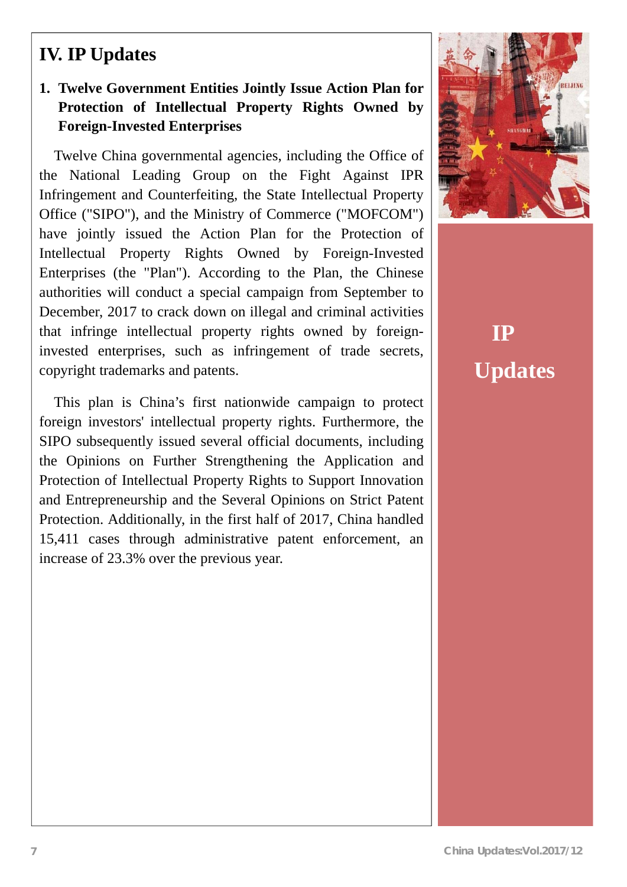# IV. IP Updates

## 1. Twelve Government Entities Jointly Issue Action Plan for Protection of Intellectual Property Rights Owned by Foreign-Invested Enterprises

Twelve China governmental agencies, including the Office of the National Leading Group on the Fight Against IPR Infringement and Counterfeiting, the State Intellectual Property Office ("SIPO"), and the Ministry of Commerce ("MOFCOM") have jointly issued the Action Plan for the Protection of Intellectual Property Rights Owned by Foreign-Invested Enterprises (the "Plan"). According to the Plan, the Chinese authorities will conduct a special campaign from September to December, 2017 to crack down on illegal and criminal activities that infringe intellectual property rights owned by foreign-invested enterprises, such as infringement of trade secrets, copyright trademarks and patents.

This plan is China's first nationwide campaign to protect foreign investors' intellectual property rights. Furthermore, the SIPO subsequently issued several official documents, including the Opinions on Further Strengthening the Application and Protection of Intellectual Property Rights to Support Innovation and Entrepreneurship and the Several Opinions on Strict Patent Protection. Additionally, in the first half of 2017, China handled 15,411 cases through administrative patent enforcement, an increase of 23.3% over the previous year.

**IP Updates**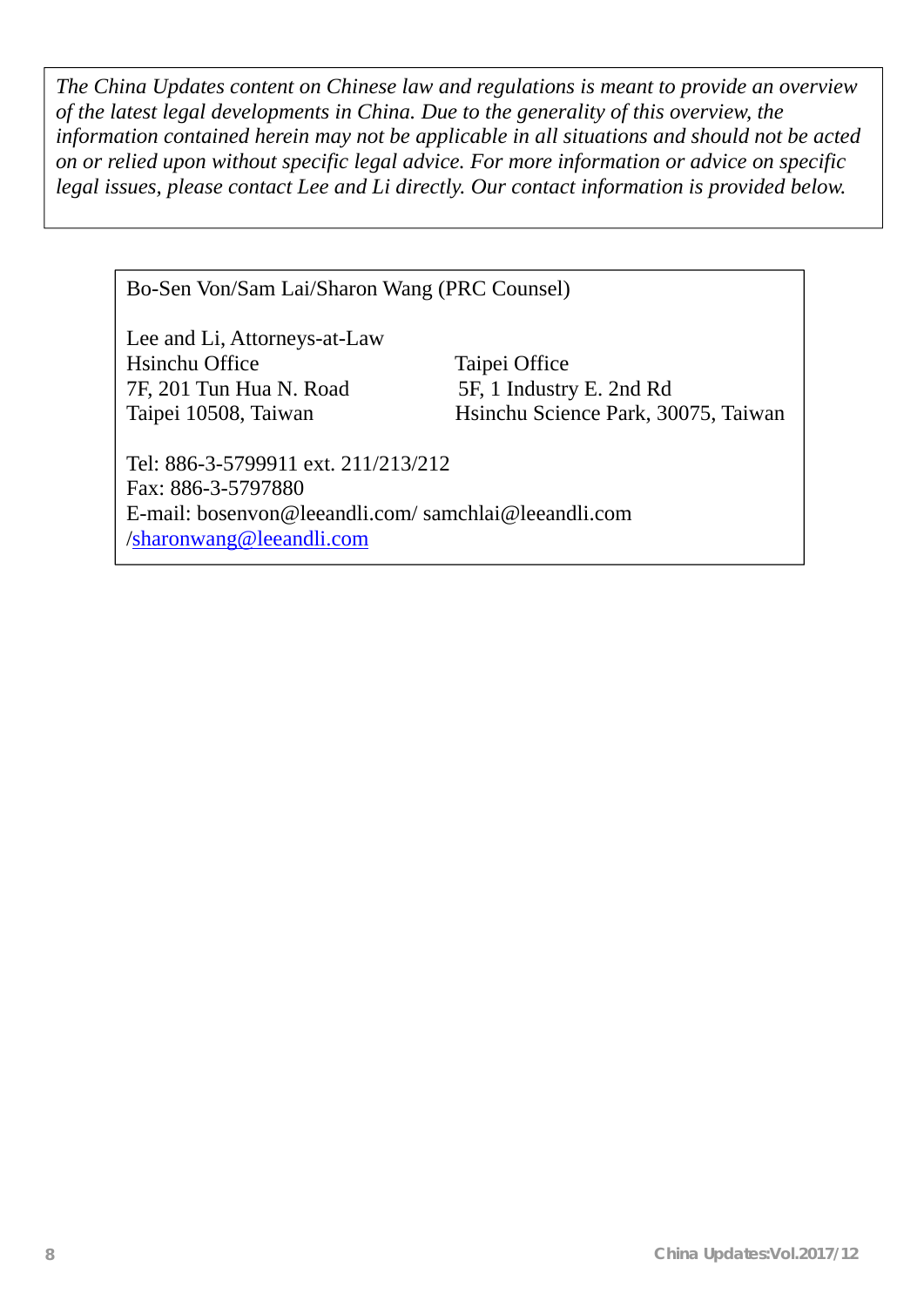*The China Updates content on Chinese law and regulations is meant to provide an overview of the latest legal developments in China. Due to the generality of this overview, the information contained herein may not be applicable in all situations and should not be acted on or relied upon without specific legal advice. For more information or advice on specific legal issues, please contact Lee and Li directly. Our contact information is provided below.*

Bo-Sen Von/Sam Lai/Sharon Wang (PRC Counsel)

Lee and Li, Attorneys-at-Law

| | |
|---|---|
| Hsinchu Office | Taipei Office |
| 7F, 201 Tun Hua N. Road | 5F, 1 Industry E. 2nd Rd |
| Taipei 10508, Taiwan | Hsinchu Science Park, 30075, Taiwan |

Tel: 886-3-5799911 ext. 211/213/212
Fax: 886-3-5797880
E-mail: bosenvon@leeandli.com/ samchlai@leeandli.com /sharonwang@leeandli.com